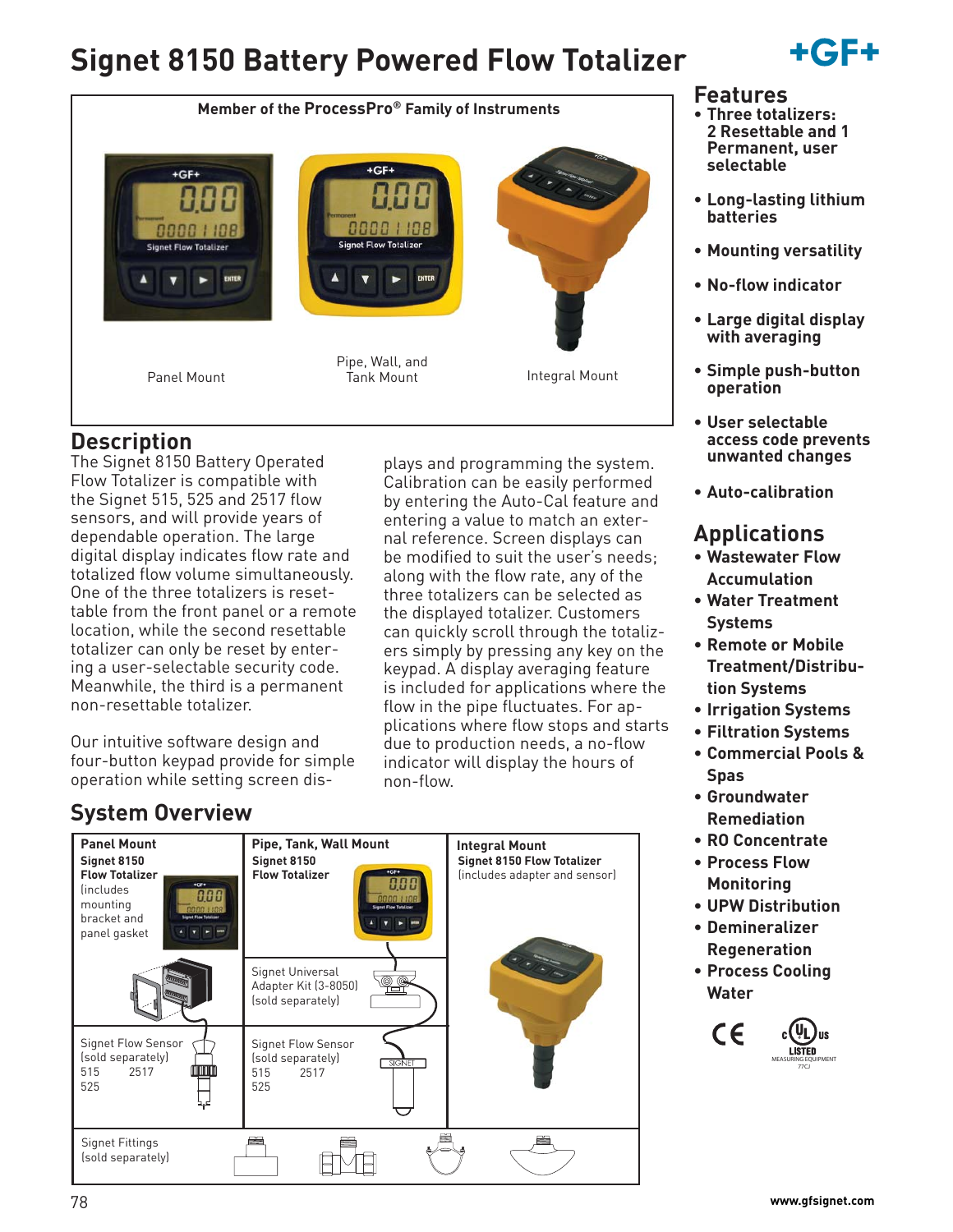# Signet 8150 Battery Powered Flow Totalizer

Member of the ProcessPro® Family of Instruments

Panel Mount

Pipe, Wall, and Tank Mount

Integral Mount

## Description

The Signet 8150 Battery Operated Flow Totalizer is compatible with the Signet 515, 525 and 2517 flow sensors, and will provide years of dependable operation. The large digital display indicates flow rate and totalized flow volume simultaneously. One of the three totalizers is resettable from the front panel or a remote location, while the second resettable totalizer can only be reset by entering a user-selectable security code. Meanwhile, the third is a permanent non-resettable totalizer.

Our intuitive software design and four-button keypad provide for simple operation while setting screen displays and programming the system. Calibration can be easily performed by entering the Auto-Cal feature and entering a value to match an external reference. Screen displays can be modified to suit the user's needs; along with the flow rate, any of the three totalizers can be selected as the displayed totalizer. Customers can quickly scroll through the totalizers simply by pressing any key on the keypad. A display averaging feature is included for applications where the flow in the pipe fluctuates. For applications where flow stops and starts due to production needs, a no-flow indicator will display the hours of non-flow.

## System Overview

| Panel Mount | Pipe, Tank, Wall Mount | Integral Mount |
|---|---|---|
| **Signet 8150 Flow Totalizer** (includes mounting bracket and panel gasket | **Signet 8150 Flow Totalizer** | **Signet 8150 Flow Totalizer** (includes adapter and sensor) |
| | Signet Universal Adapter Kit (3-8050) (sold separately) | |
| Signet Flow Sensor (sold separately) 515 2517 525 | Signet Flow Sensor (sold separately) 515 2517 525 | |
| Signet Fittings (sold separately) | | |

## Features

- **Three totalizers: 2 Resettable and 1 Permanent, user selectable**
- **Long-lasting lithium batteries**
- **Mounting versatility**
- **No-flow indicator**
- **Large digital display with averaging**
- **Simple push-button operation**
- **User selectable access code prevents unwanted changes**
- **Auto-calibration**

## Applications

- **Wastewater Flow Accumulation**
- **Water Treatment Systems**
- **Remote or Mobile Treatment/Distribution Systems**
- **Irrigation Systems**
- **Filtration Systems**
- **Commercial Pools & Spas**
- **Groundwater Remediation**
- **RO Concentrate**
- **Process Flow Monitoring**
- **UPW Distribution**
- **Demineralizer Regeneration**
- **Process Cooling Water**

www.gfsignet.com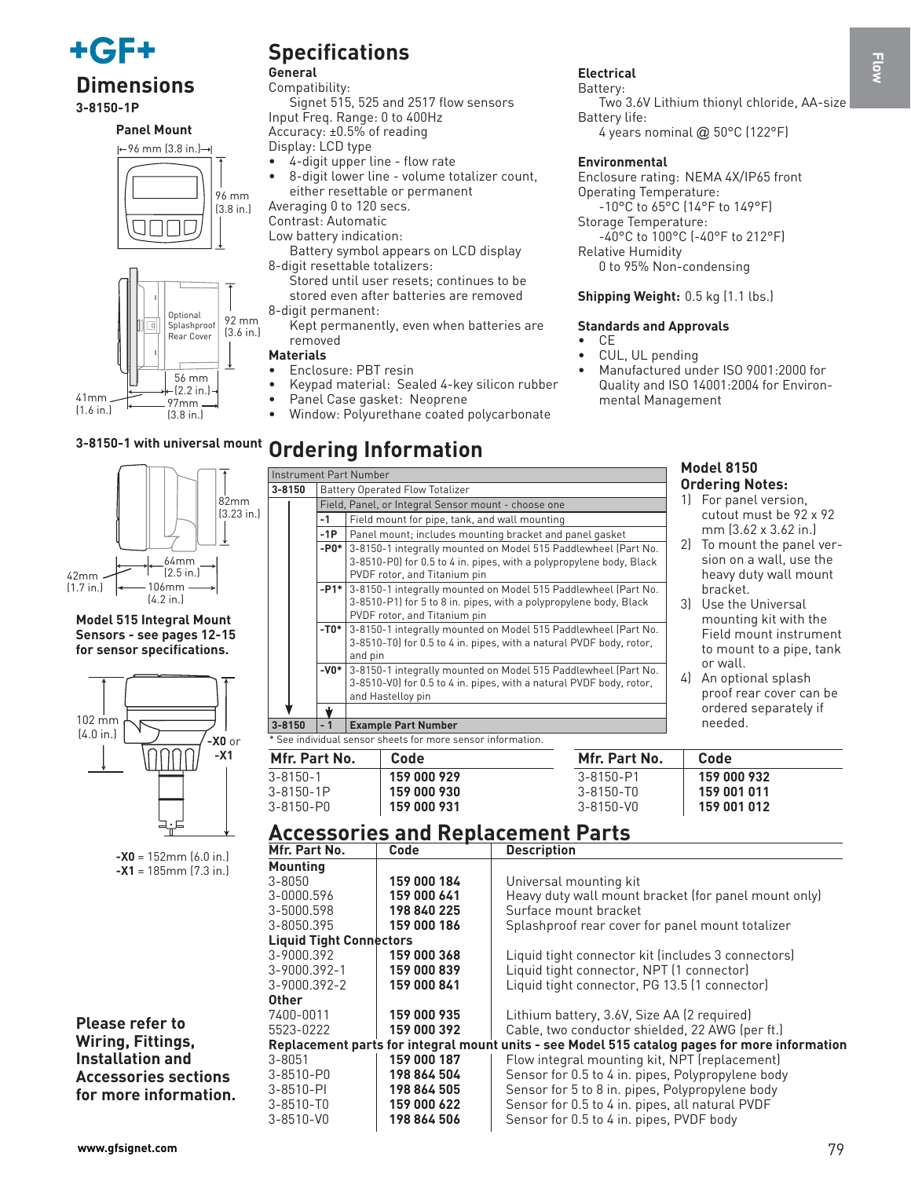# Dimensions

### 3-8150-1P

**Panel Mount**

96 mm (3.8 in.)

96 mm (3.8 in.)

Optional Splashproof Rear Cover

92 mm (3.6 in.)

56 mm (2.2 in.)

41mm (1.6 in.)

97mm (3.8 in.)

### 3-8150-1 with universal mount

82mm (3.23 in.)

64mm (2.5 in.)

42mm (1.7 in.)

106mm (4.2 in.)

**Model 515 Integral Mount Sensors - see pages 12-15 for sensor specifications.**

102 mm (4.0 in.)

**-X0** or **-X1**

**-X0** = 152mm (6.0 in.)
**-X1** = 185mm (7.3 in.)

**Please refer to Wiring, Fittings, Installation and Accessories sections for more information.**

# Specifications

**General**

Compatibility:
  Signet 515, 525 and 2517 flow sensors

Input Freq. Range: 0 to 400Hz

Accuracy: ±0.5% of reading

Display: LCD type

- 4-digit upper line - flow rate
- 8-digit lower line - volume totalizer count, either resettable or permanent

Averaging 0 to 120 secs.

Contrast: Automatic

Low battery indication:
  Battery symbol appears on LCD display

8-digit resettable totalizers:
  Stored until user resets; continues to be stored even after batteries are removed

8-digit permanent:
  Kept permanently, even when batteries are removed

**Materials**

- Enclosure: PBT resin
- Keypad material: Sealed 4-key silicon rubber
- Panel Case gasket: Neoprene
- Window: Polyurethane coated polycarbonate

**Electrical**

Battery:
  Two 3.6V Lithium thionyl chloride, AA-size

Battery life:
  4 years nominal @ 50°C (122°F)

**Environmental**

Enclosure rating: NEMA 4X/IP65 front

Operating Temperature:
  -10°C to 65°C (14°F to 149°F)

Storage Temperature:
  -40°C to 100°C (-40°F to 212°F)

Relative Humidity
  0 to 95% Non-condensing

**Shipping Weight:** 0.5 kg (1.1 lbs.)

**Standards and Approvals**

- CE
- CUL, UL pending
- Manufactured under ISO 9001:2000 for Quality and ISO 14001:2004 for Environmental Management

# Ordering Information

| Instrument Part Number | | |
|---|---|---|
| **3-8150** | Battery Operated Flow Totalizer | |
| | Field, Panel, or Integral Sensor mount - choose one | |
| | **-1** | Field mount for pipe, tank, and wall mounting |
| | **-1P** | Panel mount; includes mounting bracket and panel gasket |
| | **-P0*** | 3-8150-1 integrally mounted on Model 515 Paddlewheel (Part No. 3-8510-P0) for 0.5 to 4 in. pipes, with a polypropylene body, Black PVDF rotor, and Titanium pin |
| | **-P1*** | 3-8150-1 integrally mounted on Model 515 Paddlewheel (Part No. 3-8510-P1) for 5 to 8 in. pipes, with a polypropylene body, Black PVDF rotor, and Titanium pin |
| | **-T0*** | 3-8150-1 integrally mounted on Model 515 Paddlewheel (Part No. 3-8510-T0) for 0.5 to 4 in. pipes, with a natural PVDF body, rotor, and pin |
| | **-V0*** | 3-8150-1 integrally mounted on Model 515 Paddlewheel (Part No. 3-8510-V0) for 0.5 to 4 in. pipes, with a natural PVDF body, rotor, and Hastelloy pin |
| **3-8150** | **- 1** | **Example Part Number** |

\* See individual sensor sheets for more sensor information.

| Mfr. Part No. | Code | Mfr. Part No. | Code |
|---|---|---|---|
| 3-8150-1 | **159 000 929** | 3-8150-P1 | **159 000 932** |
| 3-8150-1P | **159 000 930** | 3-8150-T0 | **159 001 011** |
| 3-8150-P0 | **159 000 931** | 3-8150-V0 | **159 001 012** |

### Model 8150 Ordering Notes:

1) For panel version, cutout must be 92 x 92 mm (3.62 x 3.62 in.)
2) To mount the panel version on a wall, use the heavy duty wall mount bracket.
3) Use the Universal mounting kit with the Field mount instrument to mount to a pipe, tank or wall.
4) An optional splash proof rear cover can be ordered separately if needed.

# Accessories and Replacement Parts

| Mfr. Part No. | Code | Description |
|---|---|---|
| **Mounting** | | |
| 3-8050 | **159 000 184** | Universal mounting kit |
| 3-0000.596 | **159 000 641** | Heavy duty wall mount bracket (for panel mount only) |
| 3-5000.598 | **198 840 225** | Surface mount bracket |
| 3-8050.395 | **159 000 186** | Splashproof rear cover for panel mount totalizer |
| **Liquid Tight Connectors** | | |
| 3-9000.392 | **159 000 368** | Liquid tight connector kit (includes 3 connectors) |
| 3-9000.392-1 | **159 000 839** | Liquid tight connector, NPT (1 connector) |
| 3-9000.392-2 | **159 000 841** | Liquid tight connector, PG 13.5 (1 connector) |
| **Other** | | |
| 7400-0011 | **159 000 935** | Lithium battery, 3.6V, Size AA (2 required) |
| 5523-0222 | **159 000 392** | Cable, two conductor shielded, 22 AWG (per ft.) |
| **Replacement parts for integral mount units - see Model 515 catalog pages for more information** | | |
| 3-8051 | **159 000 187** | Flow integral mounting kit, NPT (replacement) |
| 3-8510-P0 | **198 864 504** | Sensor for 0.5 to 4 in. pipes, Polypropylene body |
| 3-8510-PI | **198 864 505** | Sensor for 5 to 8 in. pipes, Polypropylene body |
| 3-8510-T0 | **159 000 622** | Sensor for 0.5 to 4 in. pipes, all natural PVDF |
| 3-8510-V0 | **198 864 506** | Sensor for 0.5 to 4 in. pipes, PVDF body |